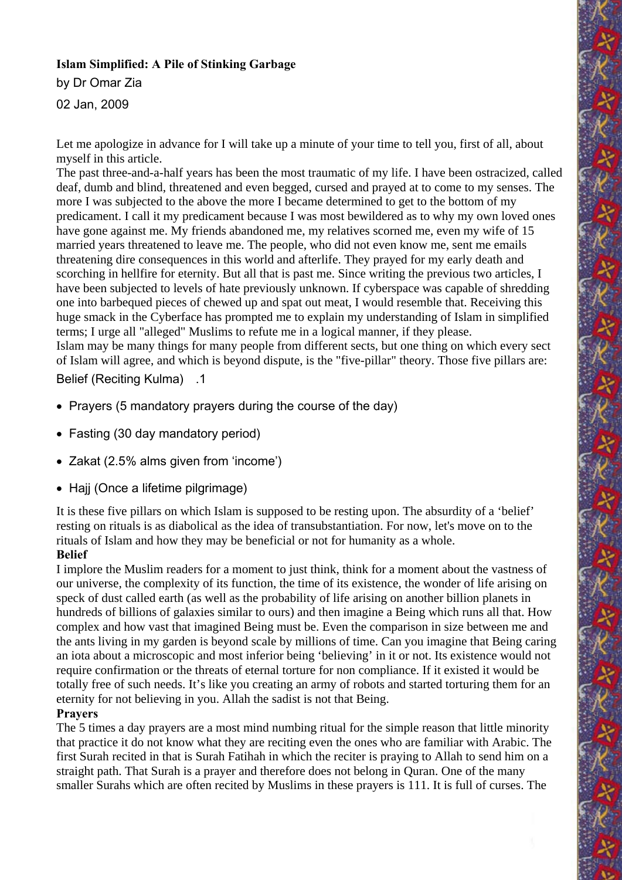**Islam Simplified: A Pile of Stinking Garbage**

by Dr Omar Zia

02 Jan, 2009

Let me apologize in advance for I will take up a minute of your time to tell you, first of all, about myself in this article.

The past three-and-a-half years has been the most traumatic of my life. I have been ostracized, called deaf, dumb and blind, threatened and even begged, cursed and prayed at to come to my senses. The more I was subjected to the above the more I became determined to get to the bottom of my predicament. I call it my predicament because I was most bewildered as to why my own loved ones have gone against me. My friends abandoned me, my relatives scorned me, even my wife of 15 married years threatened to leave me. The people, who did not even know me, sent me emails threatening dire consequences in this world and afterlife. They prayed for my early death and scorching in hellfire for eternity. But all that is past me. Since writing the previous two articles, I have been subjected to levels of hate previously unknown. If cyberspace was capable of shredding one into barbequed pieces of chewed up and spat out meat, I would resemble that. Receiving this huge smack in the Cyberface has prompted me to explain my understanding of Islam in simplified terms; I urge all "alleged" Muslims to refute me in a logical manner, if they please.

Islam may be many things for many people from different sects, but one thing on which every sect of Islam will agree, and which is beyond dispute, is the "five-pillar" theory. Those five pillars are:

1. Belief (Reciting Kulma)

- Prayers (5 mandatory prayers during the course of the day)
- Fasting (30 day mandatory period)
- Zakat (2.5% alms given from 'income')
- Hajj (Once a lifetime pilgrimage)

It is these five pillars on which Islam is supposed to be resting upon. The absurdity of a 'belief' resting on rituals is as diabolical as the idea of transubstantiation. For now, let's move on to the rituals of Islam and how they may be beneficial or not for humanity as a whole.

**Belief**

I implore the Muslim readers for a moment to just think, think for a moment about the vastness of our universe, the complexity of its function, the time of its existence, the wonder of life arising on speck of dust called earth (as well as the probability of life arising on another billion planets in hundreds of billions of galaxies similar to ours) and then imagine a Being which runs all that. How complex and how vast that imagined Being must be. Even the comparison in size between me and the ants living in my garden is beyond scale by millions of time. Can you imagine that Being caring an iota about a microscopic and most inferior being 'believing' in it or not. Its existence would not require confirmation or the threats of eternal torture for non compliance. If it existed it would be totally free of such needs. It's like you creating an army of robots and started torturing them for an eternity for not believing in you. Allah the sadist is not that Being.

**Prayers**

The 5 times a day prayers are a most mind numbing ritual for the simple reason that little minority that practice it do not know what they are reciting even the ones who are familiar with Arabic. The first Surah recited in that is Surah Fatihah in which the reciter is praying to Allah to send him on a straight path. That Surah is a prayer and therefore does not belong in Quran. One of the many smaller Surahs which are often recited by Muslims in these prayers is 111. It is full of curses. The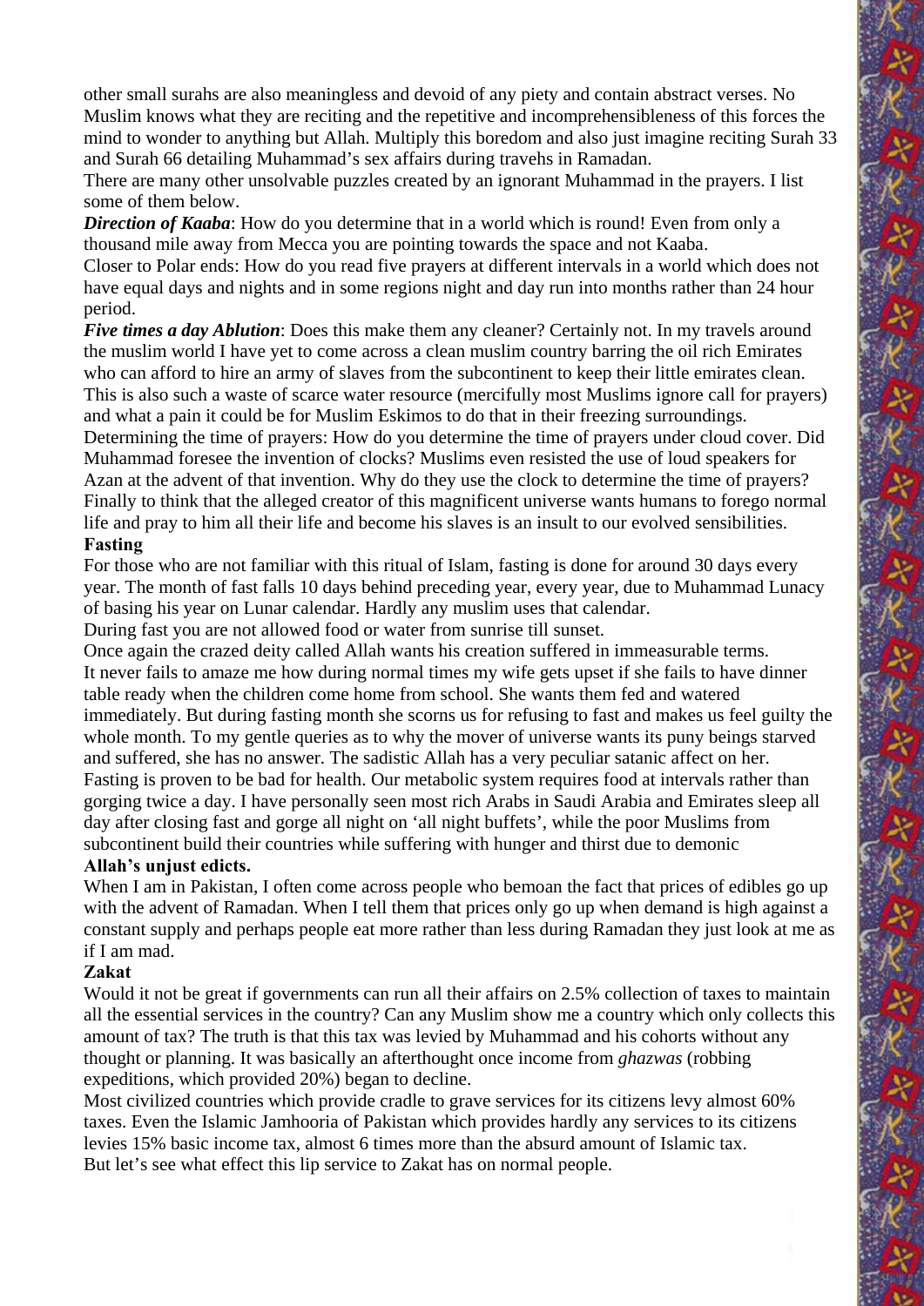other small surahs are also meaningless and devoid of any piety and contain abstract verses. No Muslim knows what they are reciting and the repetitive and incomprehensibleness of this forces the mind to wonder to anything but Allah. Multiply this boredom and also just imagine reciting Surah 33 and Surah 66 detailing Muhammad's sex affairs during travehs in Ramadan.

There are many other unsolvable puzzles created by an ignorant Muhammad in the prayers. I list some of them below.

***Direction of Kaaba***: How do you determine that in a world which is round! Even from only a thousand mile away from Mecca you are pointing towards the space and not Kaaba.

Closer to Polar ends: How do you read five prayers at different intervals in a world which does not have equal days and nights and in some regions night and day run into months rather than 24 hour period.

***Five times a day Ablution***: Does this make them any cleaner? Certainly not. In my travels around the muslim world I have yet to come across a clean muslim country barring the oil rich Emirates who can afford to hire an army of slaves from the subcontinent to keep their little emirates clean. This is also such a waste of scarce water resource (mercifully most Muslims ignore call for prayers) and what a pain it could be for Muslim Eskimos to do that in their freezing surroundings.

Determining the time of prayers: How do you determine the time of prayers under cloud cover. Did Muhammad foresee the invention of clocks? Muslims even resisted the use of loud speakers for Azan at the advent of that invention. Why do they use the clock to determine the time of prayers?

Finally to think that the alleged creator of this magnificent universe wants humans to forego normal life and pray to him all their life and become his slaves is an insult to our evolved sensibilities.

**Fasting**

For those who are not familiar with this ritual of Islam, fasting is done for around 30 days every year. The month of fast falls 10 days behind preceding year, every year, due to Muhammad Lunacy of basing his year on Lunar calendar. Hardly any muslim uses that calendar.

During fast you are not allowed food or water from sunrise till sunset.

Once again the crazed deity called Allah wants his creation suffered in immeasurable terms.

It never fails to amaze me how during normal times my wife gets upset if she fails to have dinner table ready when the children come home from school. She wants them fed and watered immediately. But during fasting month she scorns us for refusing to fast and makes us feel guilty the whole month. To my gentle queries as to why the mover of universe wants its puny beings starved and suffered, she has no answer. The sadistic Allah has a very peculiar satanic affect on her.

Fasting is proven to be bad for health. Our metabolic system requires food at intervals rather than gorging twice a day. I have personally seen most rich Arabs in Saudi Arabia and Emirates sleep all day after closing fast and gorge all night on 'all night buffets', while the poor Muslims from subcontinent build their countries while suffering with hunger and thirst due to demonic

**Allah's unjust edicts.**

When I am in Pakistan, I often come across people who bemoan the fact that prices of edibles go up with the advent of Ramadan. When I tell them that prices only go up when demand is high against a constant supply and perhaps people eat more rather than less during Ramadan they just look at me as if I am mad.

**Zakat**

Would it not be great if governments can run all their affairs on 2.5% collection of taxes to maintain all the essential services in the country? Can any Muslim show me a country which only collects this amount of tax? The truth is that this tax was levied by Muhammad and his cohorts without any thought or planning. It was basically an afterthought once income from *ghazwas* (robbing expeditions, which provided 20%) began to decline.

Most civilized countries which provide cradle to grave services for its citizens levy almost 60% taxes. Even the Islamic Jamhooria of Pakistan which provides hardly any services to its citizens levies 15% basic income tax, almost 6 times more than the absurd amount of Islamic tax.

But let's see what effect this lip service to Zakat has on normal people.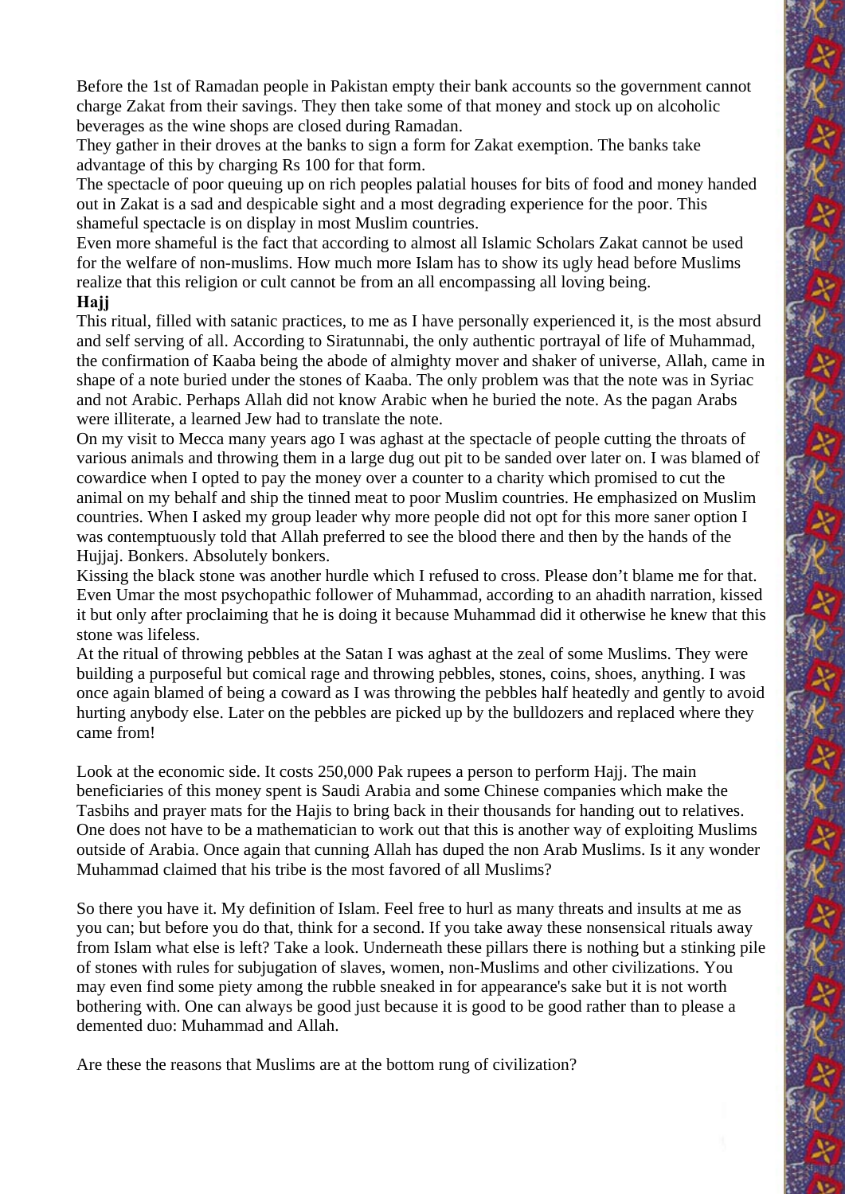Before the 1st of Ramadan people in Pakistan empty their bank accounts so the government cannot charge Zakat from their savings. They then take some of that money and stock up on alcoholic beverages as the wine shops are closed during Ramadan.

They gather in their droves at the banks to sign a form for Zakat exemption. The banks take advantage of this by charging Rs 100 for that form.

The spectacle of poor queuing up on rich peoples palatial houses for bits of food and money handed out in Zakat is a sad and despicable sight and a most degrading experience for the poor. This shameful spectacle is on display in most Muslim countries.

Even more shameful is the fact that according to almost all Islamic Scholars Zakat cannot be used for the welfare of non-muslims. How much more Islam has to show its ugly head before Muslims realize that this religion or cult cannot be from an all encompassing all loving being.

**Hajj**

This ritual, filled with satanic practices, to me as I have personally experienced it, is the most absurd and self serving of all. According to Siratunnabi, the only authentic portrayal of life of Muhammad, the confirmation of Kaaba being the abode of almighty mover and shaker of universe, Allah, came in shape of a note buried under the stones of Kaaba. The only problem was that the note was in Syriac and not Arabic. Perhaps Allah did not know Arabic when he buried the note. As the pagan Arabs were illiterate, a learned Jew had to translate the note.

On my visit to Mecca many years ago I was aghast at the spectacle of people cutting the throats of various animals and throwing them in a large dug out pit to be sanded over later on. I was blamed of cowardice when I opted to pay the money over a counter to a charity which promised to cut the animal on my behalf and ship the tinned meat to poor Muslim countries. He emphasized on Muslim countries. When I asked my group leader why more people did not opt for this more saner option I was contemptuously told that Allah preferred to see the blood there and then by the hands of the Hujjaj. Bonkers. Absolutely bonkers.

Kissing the black stone was another hurdle which I refused to cross. Please don't blame me for that. Even Umar the most psychopathic follower of Muhammad, according to an ahadith narration, kissed it but only after proclaiming that he is doing it because Muhammad did it otherwise he knew that this stone was lifeless.

At the ritual of throwing pebbles at the Satan I was aghast at the zeal of some Muslims. They were building a purposeful but comical rage and throwing pebbles, stones, coins, shoes, anything. I was once again blamed of being a coward as I was throwing the pebbles half heatedly and gently to avoid hurting anybody else. Later on the pebbles are picked up by the bulldozers and replaced where they came from!

Look at the economic side. It costs 250,000 Pak rupees a person to perform Hajj. The main beneficiaries of this money spent is Saudi Arabia and some Chinese companies which make the Tasbihs and prayer mats for the Hajis to bring back in their thousands for handing out to relatives. One does not have to be a mathematician to work out that this is another way of exploiting Muslims outside of Arabia. Once again that cunning Allah has duped the non Arab Muslims. Is it any wonder Muhammad claimed that his tribe is the most favored of all Muslims?

So there you have it. My definition of Islam. Feel free to hurl as many threats and insults at me as you can; but before you do that, think for a second. If you take away these nonsensical rituals away from Islam what else is left? Take a look. Underneath these pillars there is nothing but a stinking pile of stones with rules for subjugation of slaves, women, non-Muslims and other civilizations. You may even find some piety among the rubble sneaked in for appearance's sake but it is not worth bothering with. One can always be good just because it is good to be good rather than to please a demented duo: Muhammad and Allah.

Are these the reasons that Muslims are at the bottom rung of civilization?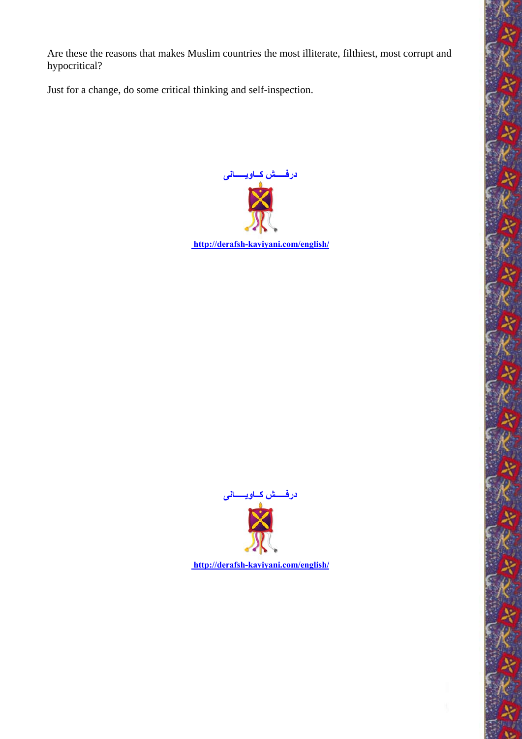Are these the reasons that makes Muslim countries the most illiterate, filthiest, most corrupt and hypocritical?

Just for a change, do some critical thinking and self-inspection.

درفـــش کـاویـــانی

http://derafsh-kaviyani.com/english/

درفـــش کـاویـــانی

http://derafsh-kaviyani.com/english/